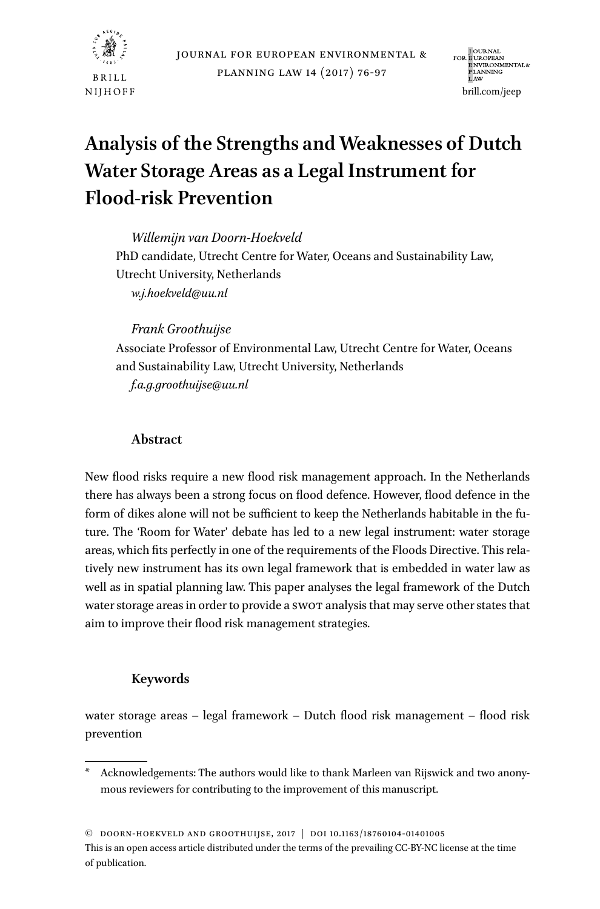# Analysis of the Strengths and Weaknesses of Dutch Water Storage Areas as a Legal Instrument for Flood-risk Prevention

*Willemijn van Doorn-Hoekveld*
PhD candidate, Utrecht Centre for Water, Oceans and Sustainability Law, Utrecht University, Netherlands
*w.j.hoekveld@uu.nl*

*Frank Groothuijse*
Associate Professor of Environmental Law, Utrecht Centre for Water, Oceans and Sustainability Law, Utrecht University, Netherlands
*f.a.g.groothuijse@uu.nl*

## Abstract

New flood risks require a new flood risk management approach. In the Netherlands there has always been a strong focus on flood defence. However, flood defence in the form of dikes alone will not be sufficient to keep the Netherlands habitable in the future. The 'Room for Water' debate has led to a new legal instrument: water storage areas, which fits perfectly in one of the requirements of the Floods Directive. This relatively new instrument has its own legal framework that is embedded in water law as well as in spatial planning law. This paper analyses the legal framework of the Dutch water storage areas in order to provide a SWOT analysis that may serve other states that aim to improve their flood risk management strategies.

## Keywords

water storage areas – legal framework – Dutch flood risk management – flood risk prevention

---

\* Acknowledgements: The authors would like to thank Marleen van Rijswick and two anonymous reviewers for contributing to the improvement of this manuscript.

© Doorn-Hoekveld and Groothuijse, 2017 | DOI 10.1163/18760104-01401005
This is an open access article distributed under the terms of the prevailing CC-BY-NC license at the time of publication.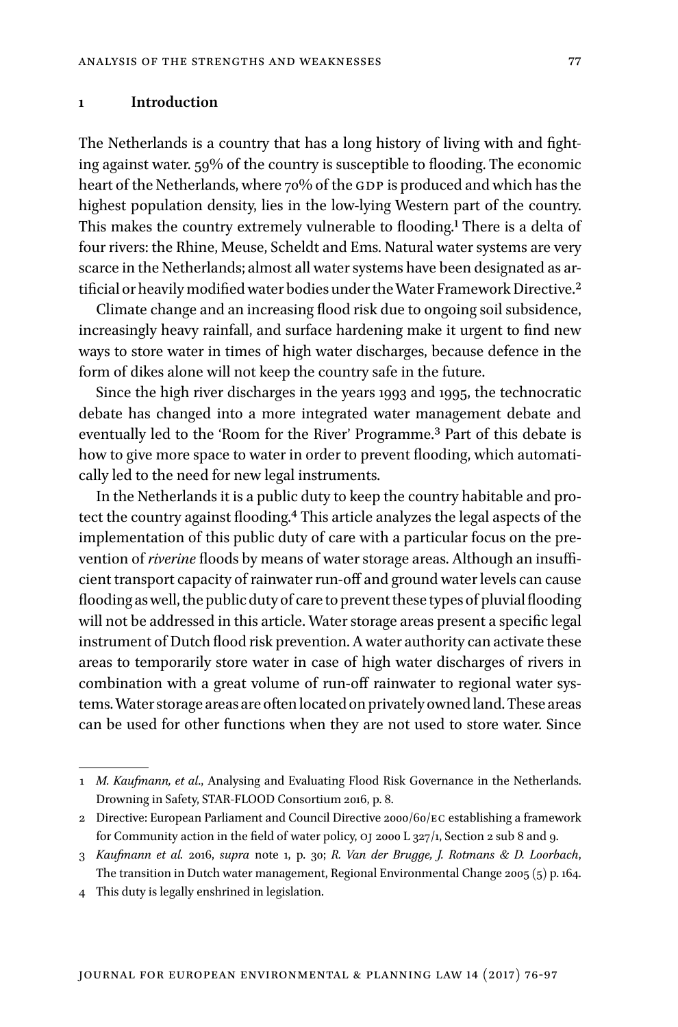## 1 Introduction

The Netherlands is a country that has a long history of living with and fighting against water. 59% of the country is susceptible to flooding. The economic heart of the Netherlands, where 70% of the GDP is produced and which has the highest population density, lies in the low-lying Western part of the country. This makes the country extremely vulnerable to flooding.[1] There is a delta of four rivers: the Rhine, Meuse, Scheldt and Ems. Natural water systems are very scarce in the Netherlands; almost all water systems have been designated as artificial or heavily modified water bodies under the Water Framework Directive.[2]

Climate change and an increasing flood risk due to ongoing soil subsidence, increasingly heavy rainfall, and surface hardening make it urgent to find new ways to store water in times of high water discharges, because defence in the form of dikes alone will not keep the country safe in the future.

Since the high river discharges in the years 1993 and 1995, the technocratic debate has changed into a more integrated water management debate and eventually led to the 'Room for the River' Programme.[3] Part of this debate is how to give more space to water in order to prevent flooding, which automatically led to the need for new legal instruments.

In the Netherlands it is a public duty to keep the country habitable and protect the country against flooding.[4] This article analyzes the legal aspects of the implementation of this public duty of care with a particular focus on the prevention of *riverine* floods by means of water storage areas. Although an insufficient transport capacity of rainwater run-off and ground water levels can cause flooding as well, the public duty of care to prevent these types of pluvial flooding will not be addressed in this article. Water storage areas present a specific legal instrument of Dutch flood risk prevention. A water authority can activate these areas to temporarily store water in case of high water discharges of rivers in combination with a great volume of run-off rainwater to regional water systems. Water storage areas are often located on privately owned land. These areas can be used for other functions when they are not used to store water. Since

---

1 *M. Kaufmann, et al.*, Analysing and Evaluating Flood Risk Governance in the Netherlands. Drowning in Safety, STAR-FLOOD Consortium 2016, p. 8.

2 Directive: European Parliament and Council Directive 2000/60/EC establishing a framework for Community action in the field of water policy, OJ 2000 L 327/1, Section 2 sub 8 and 9.

3 *Kaufmann et al.* 2016, *supra* note 1, p. 30; *R. Van der Brugge, J. Rotmans & D. Loorbach*, The transition in Dutch water management, Regional Environmental Change 2005 (5) p. 164.

4 This duty is legally enshrined in legislation.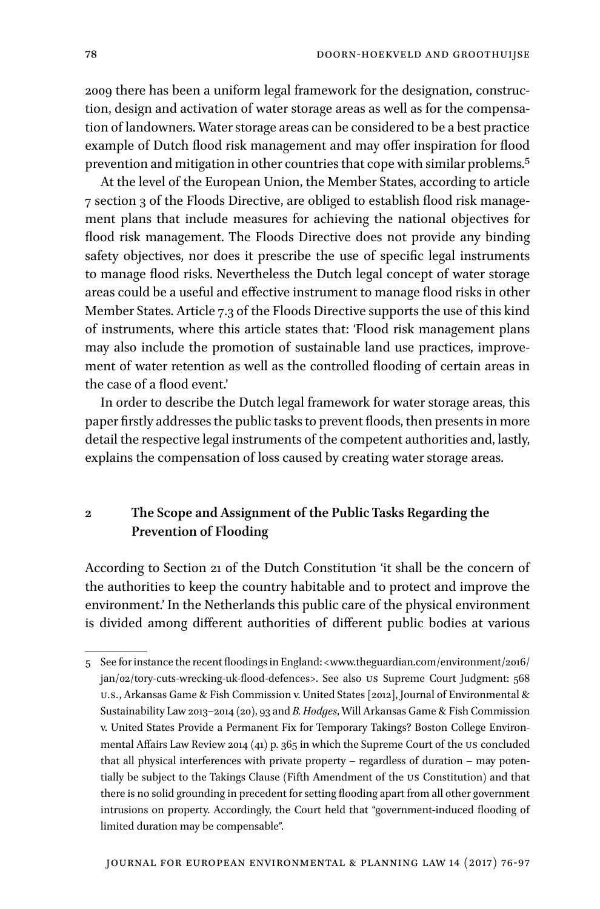2009 there has been a uniform legal framework for the designation, construction, design and activation of water storage areas as well as for the compensation of landowners. Water storage areas can be considered to be a best practice example of Dutch flood risk management and may offer inspiration for flood prevention and mitigation in other countries that cope with similar problems.[5]

At the level of the European Union, the Member States, according to article 7 section 3 of the Floods Directive, are obliged to establish flood risk management plans that include measures for achieving the national objectives for flood risk management. The Floods Directive does not provide any binding safety objectives, nor does it prescribe the use of specific legal instruments to manage flood risks. Nevertheless the Dutch legal concept of water storage areas could be a useful and effective instrument to manage flood risks in other Member States. Article 7.3 of the Floods Directive supports the use of this kind of instruments, where this article states that: 'Flood risk management plans may also include the promotion of sustainable land use practices, improvement of water retention as well as the controlled flooding of certain areas in the case of a flood event.'

In order to describe the Dutch legal framework for water storage areas, this paper firstly addresses the public tasks to prevent floods, then presents in more detail the respective legal instruments of the competent authorities and, lastly, explains the compensation of loss caused by creating water storage areas.

## 2 The Scope and Assignment of the Public Tasks Regarding the Prevention of Flooding

According to Section 21 of the Dutch Constitution 'it shall be the concern of the authorities to keep the country habitable and to protect and improve the environment.' In the Netherlands this public care of the physical environment is divided among different authorities of different public bodies at various

---

5 See for instance the recent floodings in England: <www.theguardian.com/environment/2016/jan/02/tory-cuts-wrecking-uk-flood-defences>. See also US Supreme Court Judgment: 568 U.S., Arkansas Game & Fish Commission v. United States [2012], Journal of Environmental & Sustainability Law 2013–2014 (20), 93 and *B. Hodges*, Will Arkansas Game & Fish Commission v. United States Provide a Permanent Fix for Temporary Takings? Boston College Environmental Affairs Law Review 2014 (41) p. 365 in which the Supreme Court of the US concluded that all physical interferences with private property – regardless of duration – may potentially be subject to the Takings Clause (Fifth Amendment of the US Constitution) and that there is no solid grounding in precedent for setting flooding apart from all other government intrusions on property. Accordingly, the Court held that "government-induced flooding of limited duration may be compensable".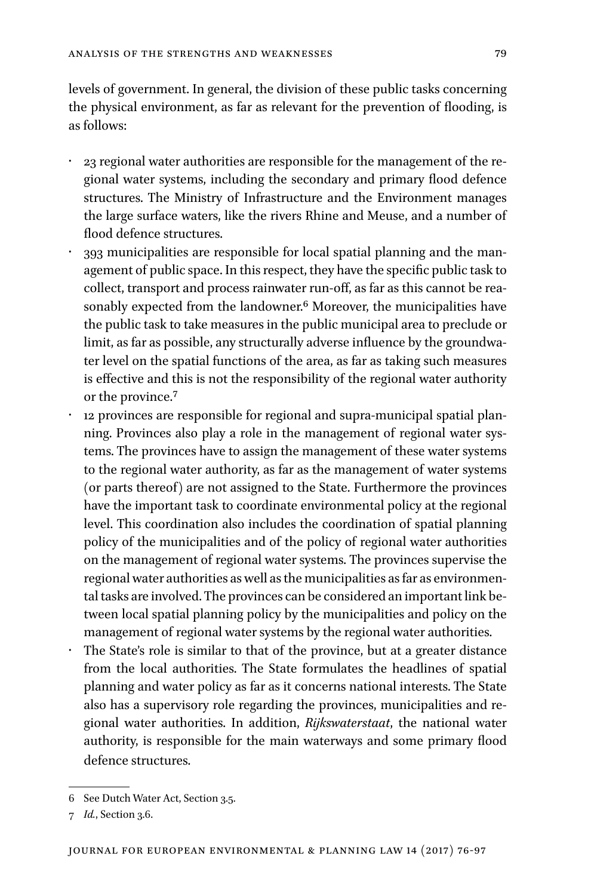levels of government. In general, the division of these public tasks concerning the physical environment, as far as relevant for the prevention of flooding, is as follows:

- 23 regional water authorities are responsible for the management of the regional water systems, including the secondary and primary flood defence structures. The Ministry of Infrastructure and the Environment manages the large surface waters, like the rivers Rhine and Meuse, and a number of flood defence structures.
- 393 municipalities are responsible for local spatial planning and the management of public space. In this respect, they have the specific public task to collect, transport and process rainwater run-off, as far as this cannot be reasonably expected from the landowner.[6] Moreover, the municipalities have the public task to take measures in the public municipal area to preclude or limit, as far as possible, any structurally adverse influence by the groundwater level on the spatial functions of the area, as far as taking such measures is effective and this is not the responsibility of the regional water authority or the province.[7]
- 12 provinces are responsible for regional and supra-municipal spatial planning. Provinces also play a role in the management of regional water systems. The provinces have to assign the management of these water systems to the regional water authority, as far as the management of water systems (or parts thereof) are not assigned to the State. Furthermore the provinces have the important task to coordinate environmental policy at the regional level. This coordination also includes the coordination of spatial planning policy of the municipalities and of the policy of regional water authorities on the management of regional water systems. The provinces supervise the regional water authorities as well as the municipalities as far as environmental tasks are involved. The provinces can be considered an important link between local spatial planning policy by the municipalities and policy on the management of regional water systems by the regional water authorities.
- The State's role is similar to that of the province, but at a greater distance from the local authorities. The State formulates the headlines of spatial planning and water policy as far as it concerns national interests. The State also has a supervisory role regarding the provinces, municipalities and regional water authorities. In addition, *Rijkswaterstaat*, the national water authority, is responsible for the main waterways and some primary flood defence structures.

---

6 See Dutch Water Act, Section 3.5.

7 *Id.*, Section 3.6.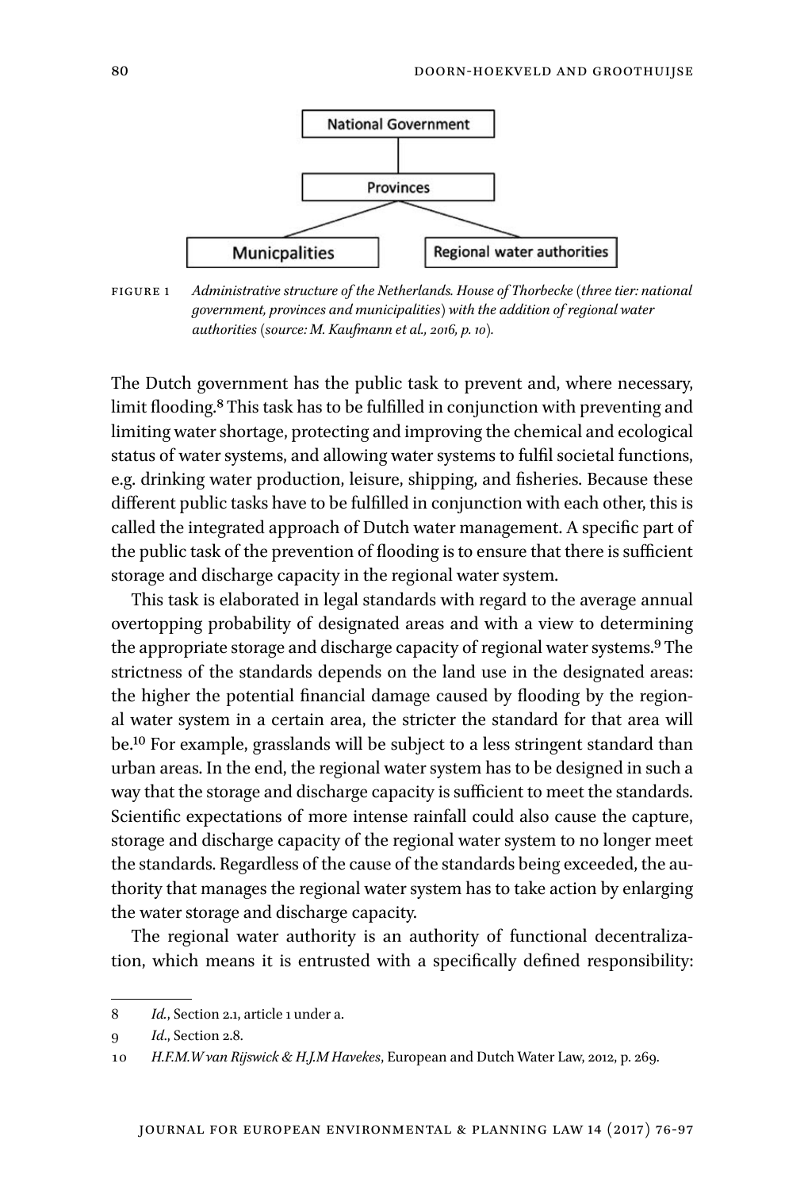| National Government |
| --- |
| Provinces |
| Municpalities / Regional water authorities |

FIGURE 1 *Administrative structure of the Netherlands. House of Thorbecke (three tier: national government, provinces and municipalities) with the addition of regional water authorities (source: M. Kaufmann et al., 2016, p. 10).*

The Dutch government has the public task to prevent and, where necessary, limit flooding.[8] This task has to be fulfilled in conjunction with preventing and limiting water shortage, protecting and improving the chemical and ecological status of water systems, and allowing water systems to fulfil societal functions, e.g. drinking water production, leisure, shipping, and fisheries. Because these different public tasks have to be fulfilled in conjunction with each other, this is called the integrated approach of Dutch water management. A specific part of the public task of the prevention of flooding is to ensure that there is sufficient storage and discharge capacity in the regional water system.

This task is elaborated in legal standards with regard to the average annual overtopping probability of designated areas and with a view to determining the appropriate storage and discharge capacity of regional water systems.[9] The strictness of the standards depends on the land use in the designated areas: the higher the potential financial damage caused by flooding by the regional water system in a certain area, the stricter the standard for that area will be.[10] For example, grasslands will be subject to a less stringent standard than urban areas. In the end, the regional water system has to be designed in such a way that the storage and discharge capacity is sufficient to meet the standards. Scientific expectations of more intense rainfall could also cause the capture, storage and discharge capacity of the regional water system to no longer meet the standards. Regardless of the cause of the standards being exceeded, the authority that manages the regional water system has to take action by enlarging the water storage and discharge capacity.

The regional water authority is an authority of functional decentralization, which means it is entrusted with a specifically defined responsibility:

---

8 *Id.*, Section 2.1, article 1 under a.

9 *Id.*, Section 2.8.

10 *H.F.M.W van Rijswick & H.J.M Havekes*, European and Dutch Water Law, 2012, p. 269.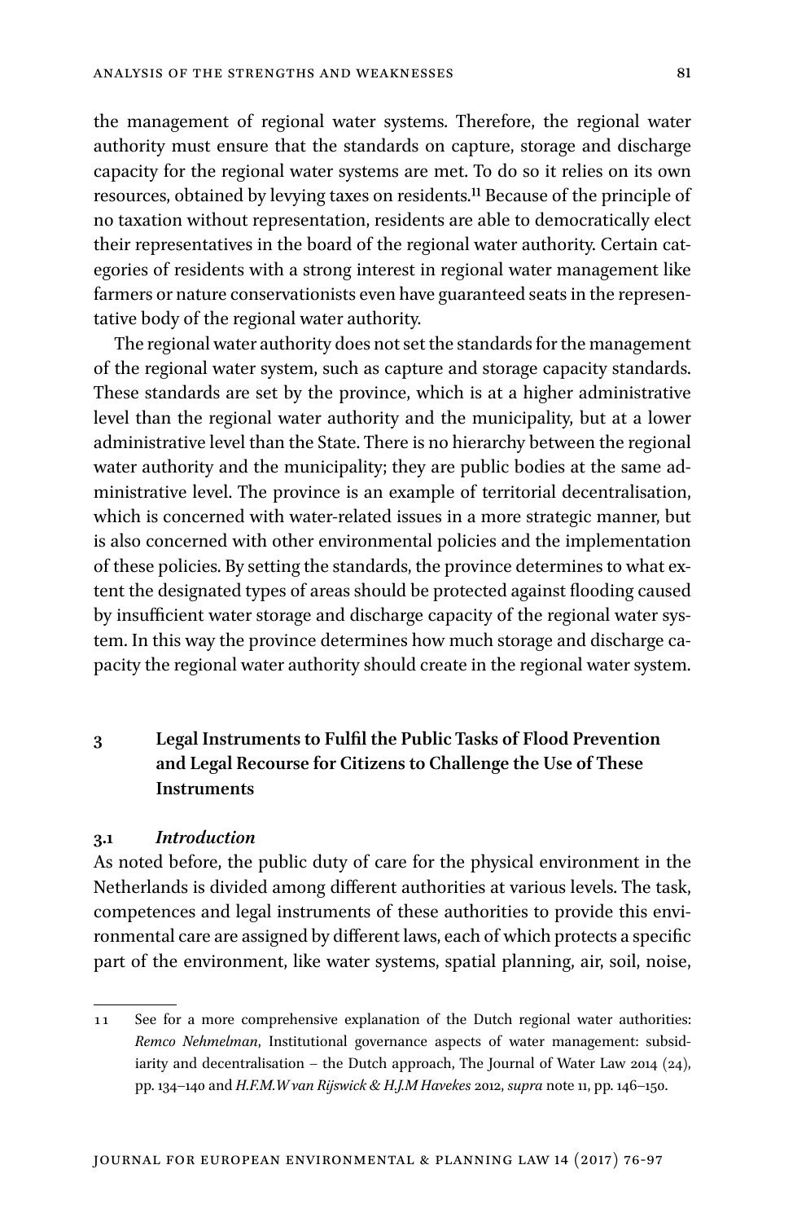the management of regional water systems. Therefore, the regional water authority must ensure that the standards on capture, storage and discharge capacity for the regional water systems are met. To do so it relies on its own resources, obtained by levying taxes on residents.[11] Because of the principle of no taxation without representation, residents are able to democratically elect their representatives in the board of the regional water authority. Certain categories of residents with a strong interest in regional water management like farmers or nature conservationists even have guaranteed seats in the representative body of the regional water authority.

The regional water authority does not set the standards for the management of the regional water system, such as capture and storage capacity standards. These standards are set by the province, which is at a higher administrative level than the regional water authority and the municipality, but at a lower administrative level than the State. There is no hierarchy between the regional water authority and the municipality; they are public bodies at the same administrative level. The province is an example of territorial decentralisation, which is concerned with water-related issues in a more strategic manner, but is also concerned with other environmental policies and the implementation of these policies. By setting the standards, the province determines to what extent the designated types of areas should be protected against flooding caused by insufficient water storage and discharge capacity of the regional water system. In this way the province determines how much storage and discharge capacity the regional water authority should create in the regional water system.

## 3 Legal Instruments to Fulfil the Public Tasks of Flood Prevention and Legal Recourse for Citizens to Challenge the Use of These Instruments

### 3.1 *Introduction*

As noted before, the public duty of care for the physical environment in the Netherlands is divided among different authorities at various levels. The task, competences and legal instruments of these authorities to provide this environmental care are assigned by different laws, each of which protects a specific part of the environment, like water systems, spatial planning, air, soil, noise,

---

11 See for a more comprehensive explanation of the Dutch regional water authorities: *Remco Nehmelman*, Institutional governance aspects of water management: subsidiarity and decentralisation – the Dutch approach, The Journal of Water Law 2014 (24), pp. 134–140 and *H.F.M.W van Rijswick & H.J.M Havekes* 2012, *supra* note 11, pp. 146–150.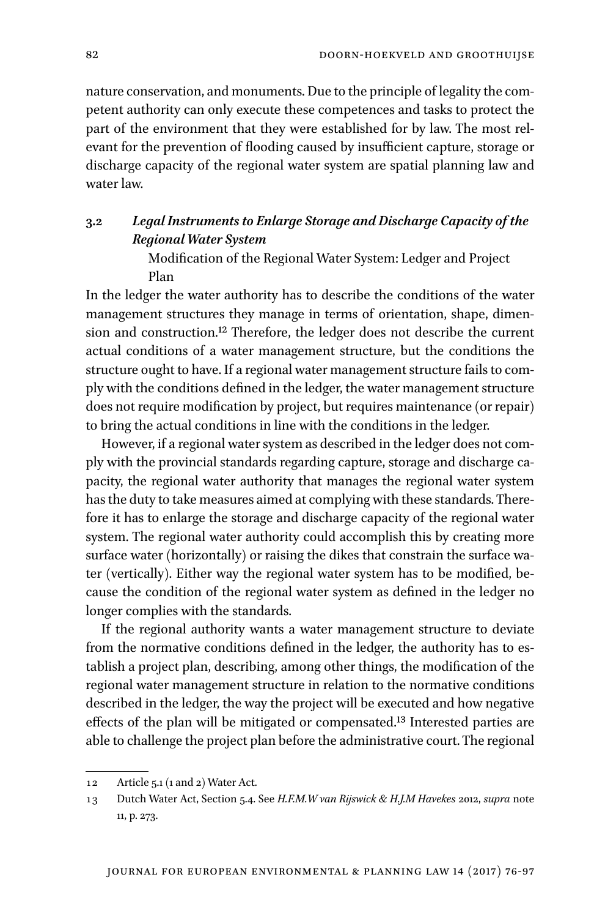nature conservation, and monuments. Due to the principle of legality the competent authority can only execute these competences and tasks to protect the part of the environment that they were established for by law. The most relevant for the prevention of flooding caused by insufficient capture, storage or discharge capacity of the regional water system are spatial planning law and water law.

## 3.2 *Legal Instruments to Enlarge Storage and Discharge Capacity of the Regional Water System*

Modification of the Regional Water System: Ledger and Project Plan

In the ledger the water authority has to describe the conditions of the water management structures they manage in terms of orientation, shape, dimension and construction.[12] Therefore, the ledger does not describe the current actual conditions of a water management structure, but the conditions the structure ought to have. If a regional water management structure fails to comply with the conditions defined in the ledger, the water management structure does not require modification by project, but requires maintenance (or repair) to bring the actual conditions in line with the conditions in the ledger.

However, if a regional water system as described in the ledger does not comply with the provincial standards regarding capture, storage and discharge capacity, the regional water authority that manages the regional water system has the duty to take measures aimed at complying with these standards. Therefore it has to enlarge the storage and discharge capacity of the regional water system. The regional water authority could accomplish this by creating more surface water (horizontally) or raising the dikes that constrain the surface water (vertically). Either way the regional water system has to be modified, because the condition of the regional water system as defined in the ledger no longer complies with the standards.

If the regional authority wants a water management structure to deviate from the normative conditions defined in the ledger, the authority has to establish a project plan, describing, among other things, the modification of the regional water management structure in relation to the normative conditions described in the ledger, the way the project will be executed and how negative effects of the plan will be mitigated or compensated.[13] Interested parties are able to challenge the project plan before the administrative court. The regional

---

12 Article 5.1 (1 and 2) Water Act.

13 Dutch Water Act, Section 5.4. See *H.F.M.W van Rijswick & H.J.M Havekes* 2012, *supra* note 11, p. 273.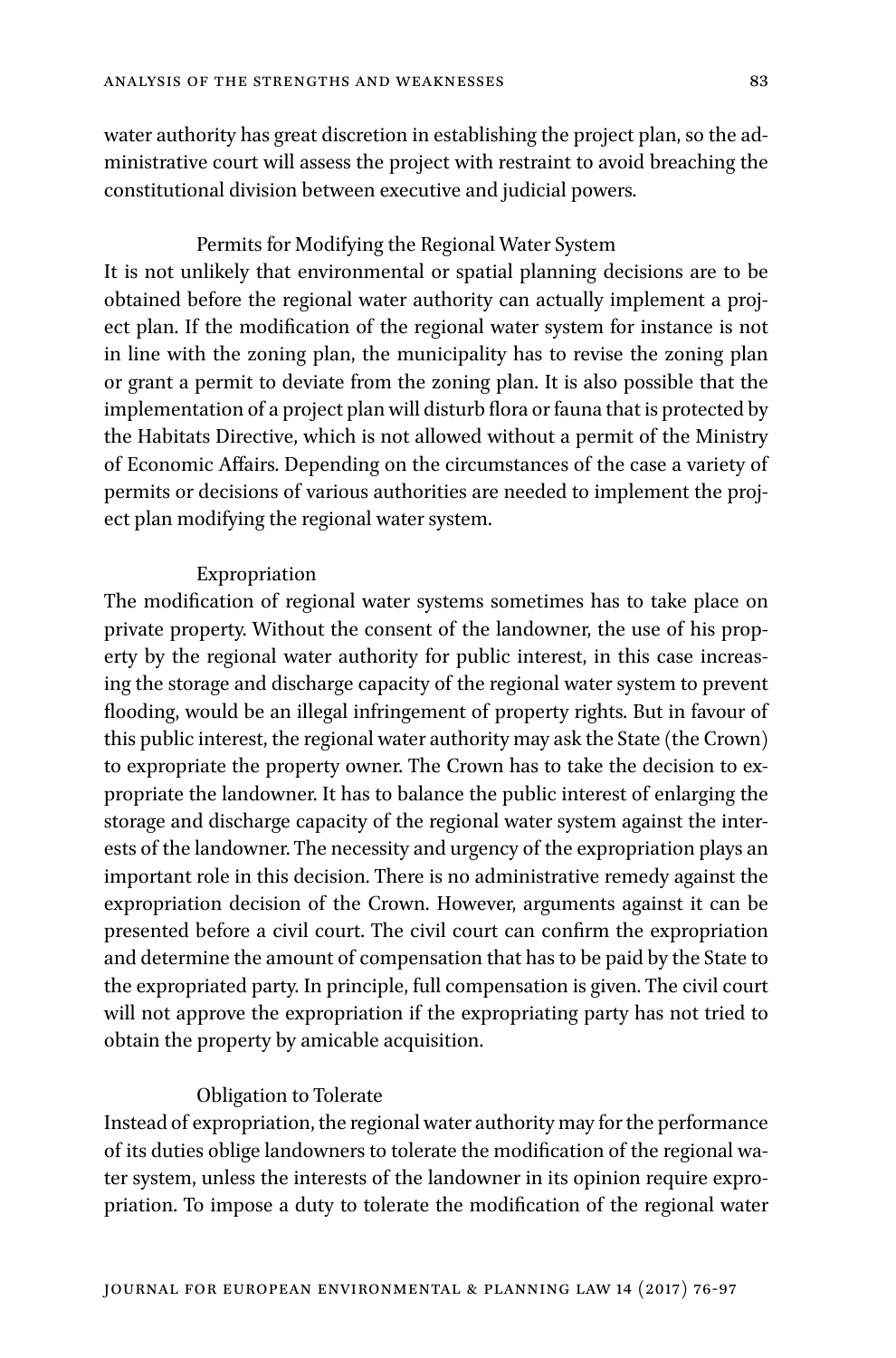water authority has great discretion in establishing the project plan, so the administrative court will assess the project with restraint to avoid breaching the constitutional division between executive and judicial powers.

#### Permits for Modifying the Regional Water System

It is not unlikely that environmental or spatial planning decisions are to be obtained before the regional water authority can actually implement a project plan. If the modification of the regional water system for instance is not in line with the zoning plan, the municipality has to revise the zoning plan or grant a permit to deviate from the zoning plan. It is also possible that the implementation of a project plan will disturb flora or fauna that is protected by the Habitats Directive, which is not allowed without a permit of the Ministry of Economic Affairs. Depending on the circumstances of the case a variety of permits or decisions of various authorities are needed to implement the project plan modifying the regional water system.

#### Expropriation

The modification of regional water systems sometimes has to take place on private property. Without the consent of the landowner, the use of his property by the regional water authority for public interest, in this case increasing the storage and discharge capacity of the regional water system to prevent flooding, would be an illegal infringement of property rights. But in favour of this public interest, the regional water authority may ask the State (the Crown) to expropriate the property owner. The Crown has to take the decision to expropriate the landowner. It has to balance the public interest of enlarging the storage and discharge capacity of the regional water system against the interests of the landowner. The necessity and urgency of the expropriation plays an important role in this decision. There is no administrative remedy against the expropriation decision of the Crown. However, arguments against it can be presented before a civil court. The civil court can confirm the expropriation and determine the amount of compensation that has to be paid by the State to the expropriated party. In principle, full compensation is given. The civil court will not approve the expropriation if the expropriating party has not tried to obtain the property by amicable acquisition.

#### Obligation to Tolerate

Instead of expropriation, the regional water authority may for the performance of its duties oblige landowners to tolerate the modification of the regional water system, unless the interests of the landowner in its opinion require expropriation. To impose a duty to tolerate the modification of the regional water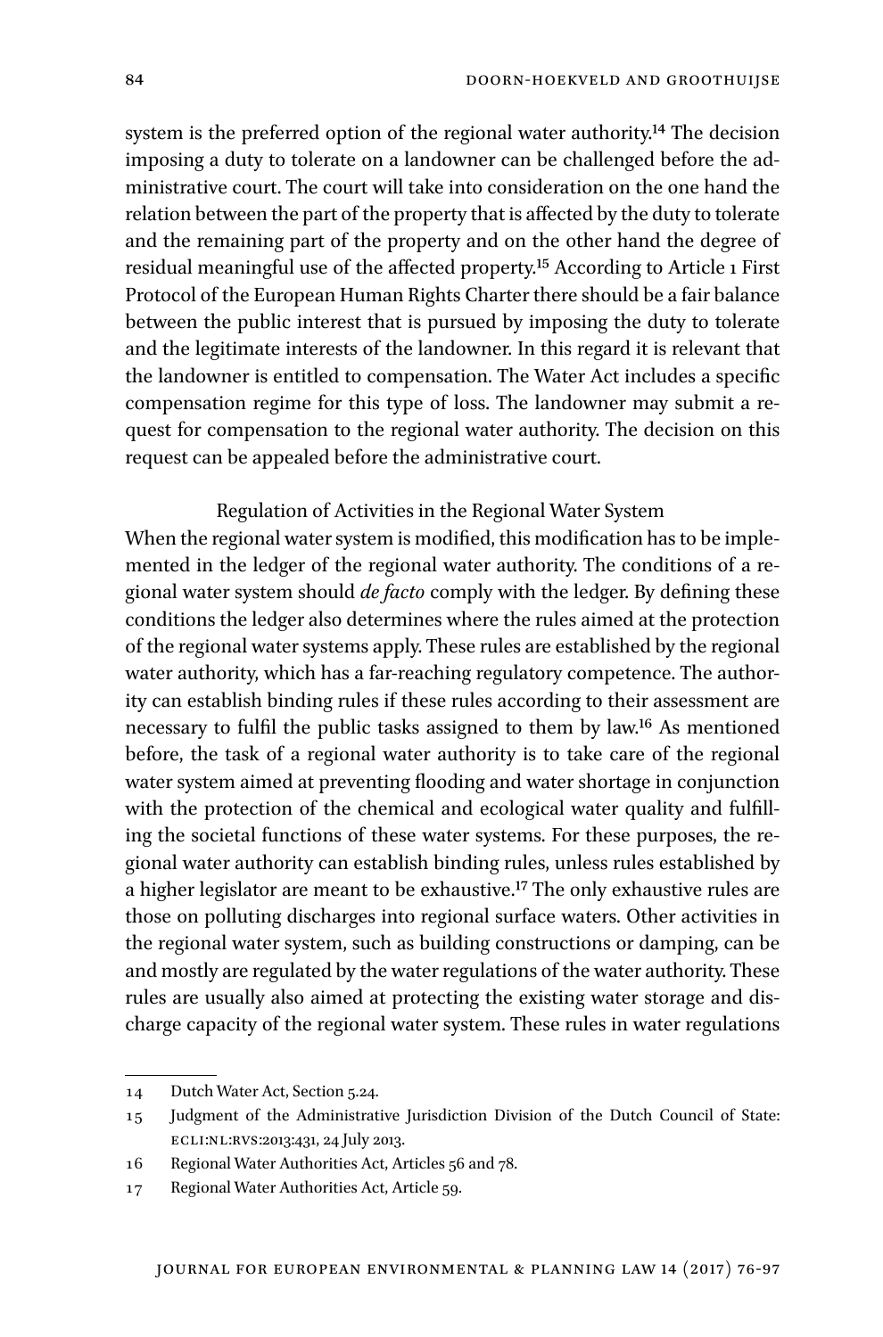system is the preferred option of the regional water authority.[14] The decision imposing a duty to tolerate on a landowner can be challenged before the administrative court. The court will take into consideration on the one hand the relation between the part of the property that is affected by the duty to tolerate and the remaining part of the property and on the other hand the degree of residual meaningful use of the affected property.[15] According to Article 1 First Protocol of the European Human Rights Charter there should be a fair balance between the public interest that is pursued by imposing the duty to tolerate and the legitimate interests of the landowner. In this regard it is relevant that the landowner is entitled to compensation. The Water Act includes a specific compensation regime for this type of loss. The landowner may submit a request for compensation to the regional water authority. The decision on this request can be appealed before the administrative court.

### Regulation of Activities in the Regional Water System

When the regional water system is modified, this modification has to be implemented in the ledger of the regional water authority. The conditions of a regional water system should *de facto* comply with the ledger. By defining these conditions the ledger also determines where the rules aimed at the protection of the regional water systems apply. These rules are established by the regional water authority, which has a far-reaching regulatory competence. The authority can establish binding rules if these rules according to their assessment are necessary to fulfil the public tasks assigned to them by law.[16] As mentioned before, the task of a regional water authority is to take care of the regional water system aimed at preventing flooding and water shortage in conjunction with the protection of the chemical and ecological water quality and fulfilling the societal functions of these water systems. For these purposes, the regional water authority can establish binding rules, unless rules established by a higher legislator are meant to be exhaustive.[17] The only exhaustive rules are those on polluting discharges into regional surface waters. Other activities in the regional water system, such as building constructions or damping, can be and mostly are regulated by the water regulations of the water authority. These rules are usually also aimed at protecting the existing water storage and discharge capacity of the regional water system. These rules in water regulations

---

14 Dutch Water Act, Section 5.24.

15 Judgment of the Administrative Jurisdiction Division of the Dutch Council of State: ECLI:NL:RVS:2013:431, 24 July 2013.

16 Regional Water Authorities Act, Articles 56 and 78.

17 Regional Water Authorities Act, Article 59.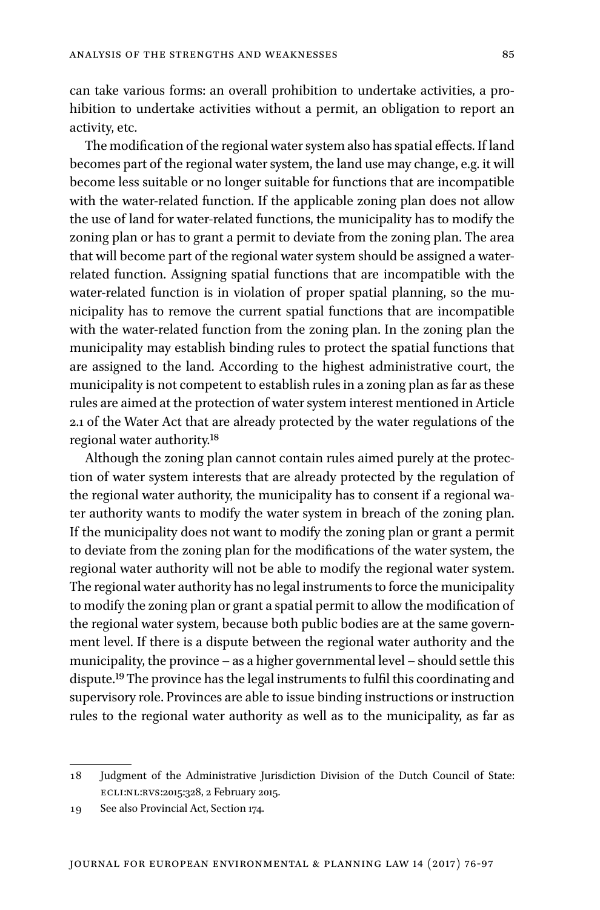can take various forms: an overall prohibition to undertake activities, a prohibition to undertake activities without a permit, an obligation to report an activity, etc.

The modification of the regional water system also has spatial effects. If land becomes part of the regional water system, the land use may change, e.g. it will become less suitable or no longer suitable for functions that are incompatible with the water-related function. If the applicable zoning plan does not allow the use of land for water-related functions, the municipality has to modify the zoning plan or has to grant a permit to deviate from the zoning plan. The area that will become part of the regional water system should be assigned a water-related function. Assigning spatial functions that are incompatible with the water-related function is in violation of proper spatial planning, so the municipality has to remove the current spatial functions that are incompatible with the water-related function from the zoning plan. In the zoning plan the municipality may establish binding rules to protect the spatial functions that are assigned to the land. According to the highest administrative court, the municipality is not competent to establish rules in a zoning plan as far as these rules are aimed at the protection of water system interest mentioned in Article 2.1 of the Water Act that are already protected by the water regulations of the regional water authority.[18]

Although the zoning plan cannot contain rules aimed purely at the protection of water system interests that are already protected by the regulation of the regional water authority, the municipality has to consent if a regional water authority wants to modify the water system in breach of the zoning plan. If the municipality does not want to modify the zoning plan or grant a permit to deviate from the zoning plan for the modifications of the water system, the regional water authority will not be able to modify the regional water system. The regional water authority has no legal instruments to force the municipality to modify the zoning plan or grant a spatial permit to allow the modification of the regional water system, because both public bodies are at the same government level. If there is a dispute between the regional water authority and the municipality, the province – as a higher governmental level – should settle this dispute.[19] The province has the legal instruments to fulfil this coordinating and supervisory role. Provinces are able to issue binding instructions or instruction rules to the regional water authority as well as to the municipality, as far as

18 Judgment of the Administrative Jurisdiction Division of the Dutch Council of State: ECLI:NL:RVS:2015:328, 2 February 2015.

19 See also Provincial Act, Section 174.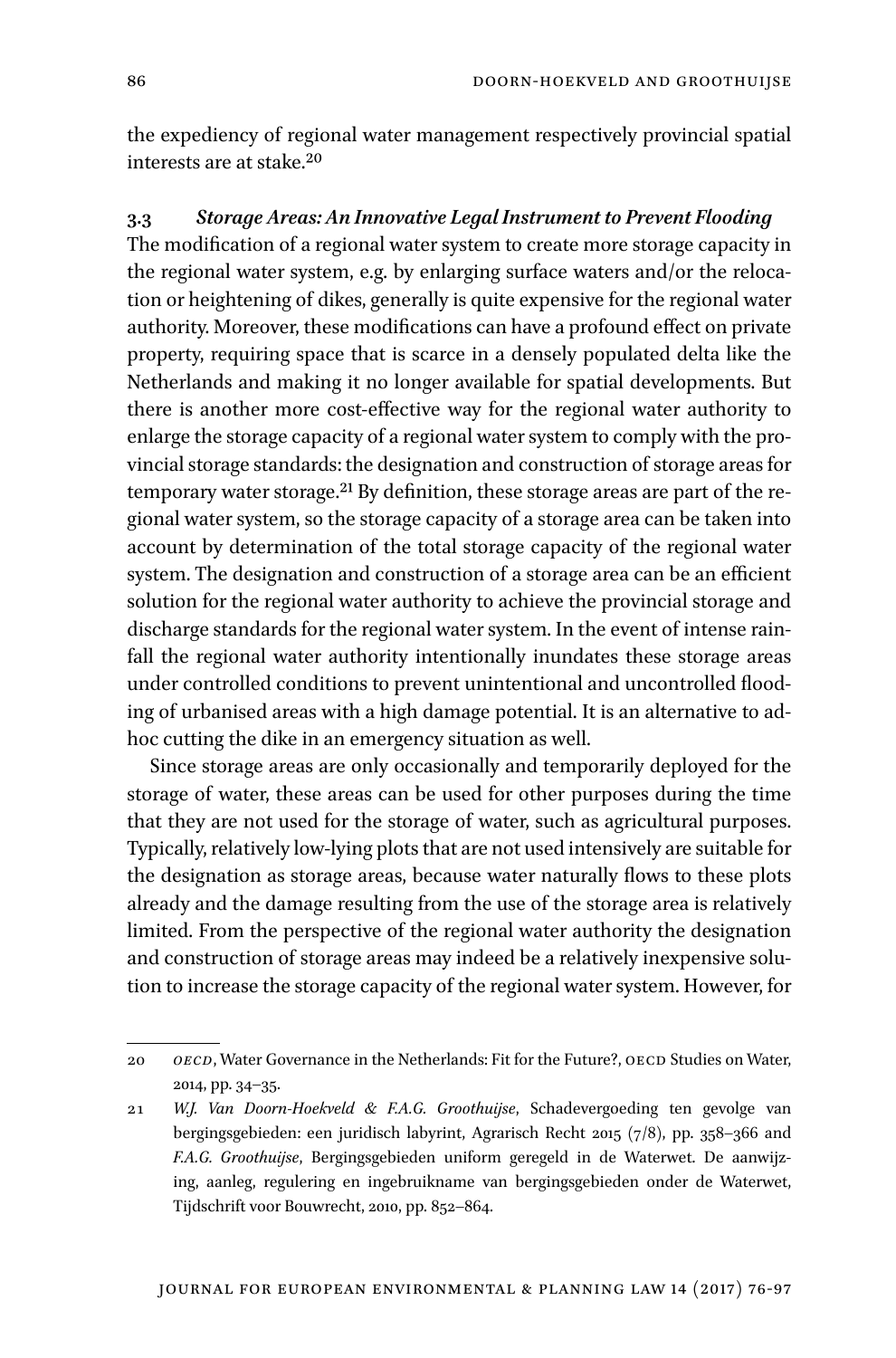the expediency of regional water management respectively provincial spatial interests are at stake.[20]

### 3.3 *Storage Areas: An Innovative Legal Instrument to Prevent Flooding*

The modification of a regional water system to create more storage capacity in the regional water system, e.g. by enlarging surface waters and/or the relocation or heightening of dikes, generally is quite expensive for the regional water authority. Moreover, these modifications can have a profound effect on private property, requiring space that is scarce in a densely populated delta like the Netherlands and making it no longer available for spatial developments. But there is another more cost-effective way for the regional water authority to enlarge the storage capacity of a regional water system to comply with the provincial storage standards: the designation and construction of storage areas for temporary water storage.[21] By definition, these storage areas are part of the regional water system, so the storage capacity of a storage area can be taken into account by determination of the total storage capacity of the regional water system. The designation and construction of a storage area can be an efficient solution for the regional water authority to achieve the provincial storage and discharge standards for the regional water system. In the event of intense rainfall the regional water authority intentionally inundates these storage areas under controlled conditions to prevent unintentional and uncontrolled flooding of urbanised areas with a high damage potential. It is an alternative to adhoc cutting the dike in an emergency situation as well.

Since storage areas are only occasionally and temporarily deployed for the storage of water, these areas can be used for other purposes during the time that they are not used for the storage of water, such as agricultural purposes. Typically, relatively low-lying plots that are not used intensively are suitable for the designation as storage areas, because water naturally flows to these plots already and the damage resulting from the use of the storage area is relatively limited. From the perspective of the regional water authority the designation and construction of storage areas may indeed be a relatively inexpensive solution to increase the storage capacity of the regional water system. However, for

---

20 *OECD*, Water Governance in the Netherlands: Fit for the Future?, OECD Studies on Water, 2014, pp. 34–35.

21 *W.J. Van Doorn-Hoekveld & F.A.G. Groothuijse*, Schadevergoeding ten gevolge van bergingsgebieden: een juridisch labyrint, Agrarisch Recht 2015 (7/8), pp. 358–366 and *F.A.G. Groothuijse*, Bergingsgebieden uniform geregeld in de Waterwet. De aanwijzing, aanleg, regulering en ingebruikname van bergingsgebieden onder de Waterwet, Tijdschrift voor Bouwrecht, 2010, pp. 852–864.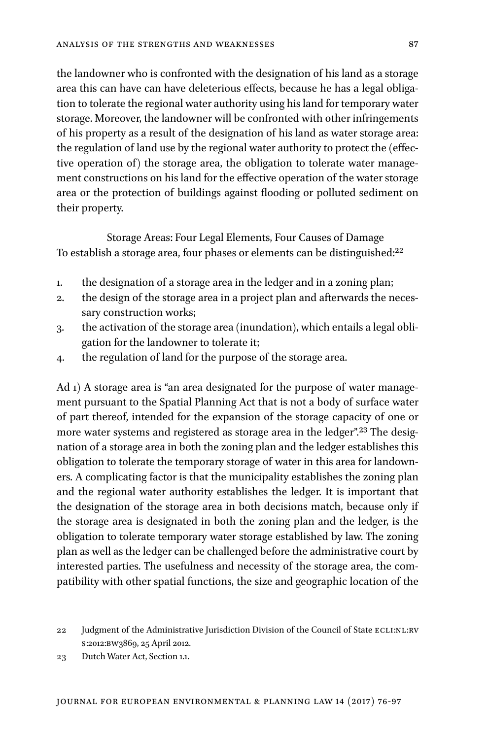the landowner who is confronted with the designation of his land as a storage area this can have can have deleterious effects, because he has a legal obligation to tolerate the regional water authority using his land for temporary water storage. Moreover, the landowner will be confronted with other infringements of his property as a result of the designation of his land as water storage area: the regulation of land use by the regional water authority to protect the (effective operation of) the storage area, the obligation to tolerate water management constructions on his land for the effective operation of the water storage area or the protection of buildings against flooding or polluted sediment on their property.

### Storage Areas: Four Legal Elements, Four Causes of Damage

To establish a storage area, four phases or elements can be distinguished:[22]

1. the designation of a storage area in the ledger and in a zoning plan;
2. the design of the storage area in a project plan and afterwards the necessary construction works;
3. the activation of the storage area (inundation), which entails a legal obligation for the landowner to tolerate it;
4. the regulation of land for the purpose of the storage area.

Ad 1) A storage area is "an area designated for the purpose of water management pursuant to the Spatial Planning Act that is not a body of surface water of part thereof, intended for the expansion of the storage capacity of one or more water systems and registered as storage area in the ledger".[23] The designation of a storage area in both the zoning plan and the ledger establishes this obligation to tolerate the temporary storage of water in this area for landowners. A complicating factor is that the municipality establishes the zoning plan and the regional water authority establishes the ledger. It is important that the designation of the storage area in both decisions match, because only if the storage area is designated in both the zoning plan and the ledger, is the obligation to tolerate temporary water storage established by law. The zoning plan as well as the ledger can be challenged before the administrative court by interested parties. The usefulness and necessity of the storage area, the compatibility with other spatial functions, the size and geographic location of the

---

22 Judgment of the Administrative Jurisdiction Division of the Council of State ECLI:NL:RVS:2012:BW3869, 25 April 2012.

23 Dutch Water Act, Section 1.1.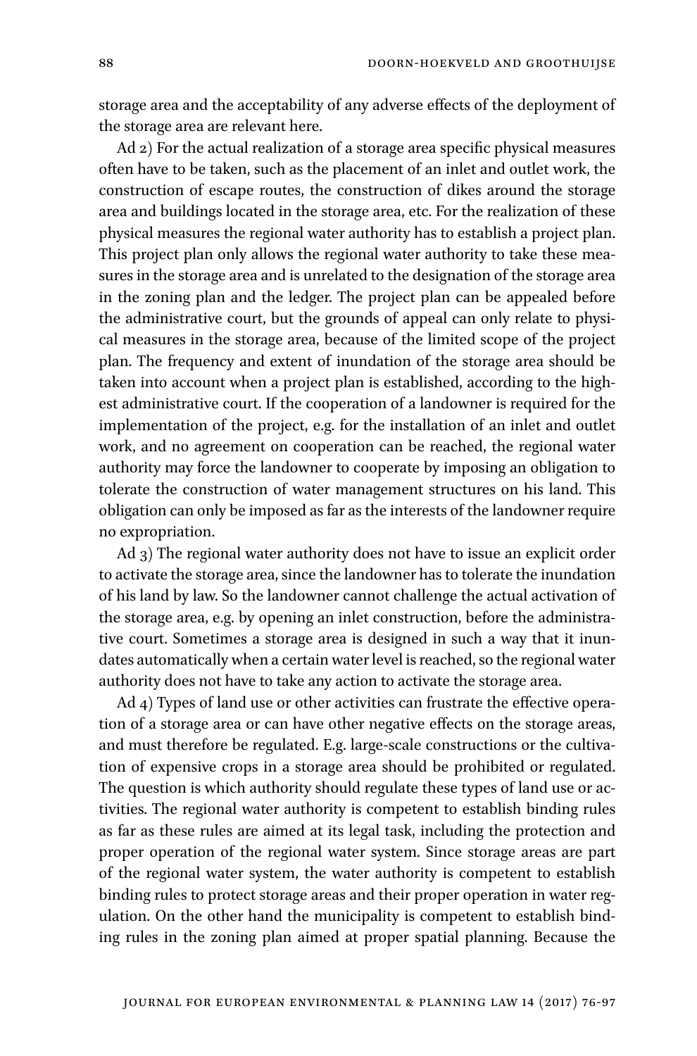storage area and the acceptability of any adverse effects of the deployment of the storage area are relevant here.

Ad 2) For the actual realization of a storage area specific physical measures often have to be taken, such as the placement of an inlet and outlet work, the construction of escape routes, the construction of dikes around the storage area and buildings located in the storage area, etc. For the realization of these physical measures the regional water authority has to establish a project plan. This project plan only allows the regional water authority to take these measures in the storage area and is unrelated to the designation of the storage area in the zoning plan and the ledger. The project plan can be appealed before the administrative court, but the grounds of appeal can only relate to physical measures in the storage area, because of the limited scope of the project plan. The frequency and extent of inundation of the storage area should be taken into account when a project plan is established, according to the highest administrative court. If the cooperation of a landowner is required for the implementation of the project, e.g. for the installation of an inlet and outlet work, and no agreement on cooperation can be reached, the regional water authority may force the landowner to cooperate by imposing an obligation to tolerate the construction of water management structures on his land. This obligation can only be imposed as far as the interests of the landowner require no expropriation.

Ad 3) The regional water authority does not have to issue an explicit order to activate the storage area, since the landowner has to tolerate the inundation of his land by law. So the landowner cannot challenge the actual activation of the storage area, e.g. by opening an inlet construction, before the administrative court. Sometimes a storage area is designed in such a way that it inundates automatically when a certain water level is reached, so the regional water authority does not have to take any action to activate the storage area.

Ad 4) Types of land use or other activities can frustrate the effective operation of a storage area or can have other negative effects on the storage areas, and must therefore be regulated. E.g. large-scale constructions or the cultivation of expensive crops in a storage area should be prohibited or regulated. The question is which authority should regulate these types of land use or activities. The regional water authority is competent to establish binding rules as far as these rules are aimed at its legal task, including the protection and proper operation of the regional water system. Since storage areas are part of the regional water system, the water authority is competent to establish binding rules to protect storage areas and their proper operation in water regulation. On the other hand the municipality is competent to establish binding rules in the zoning plan aimed at proper spatial planning. Because the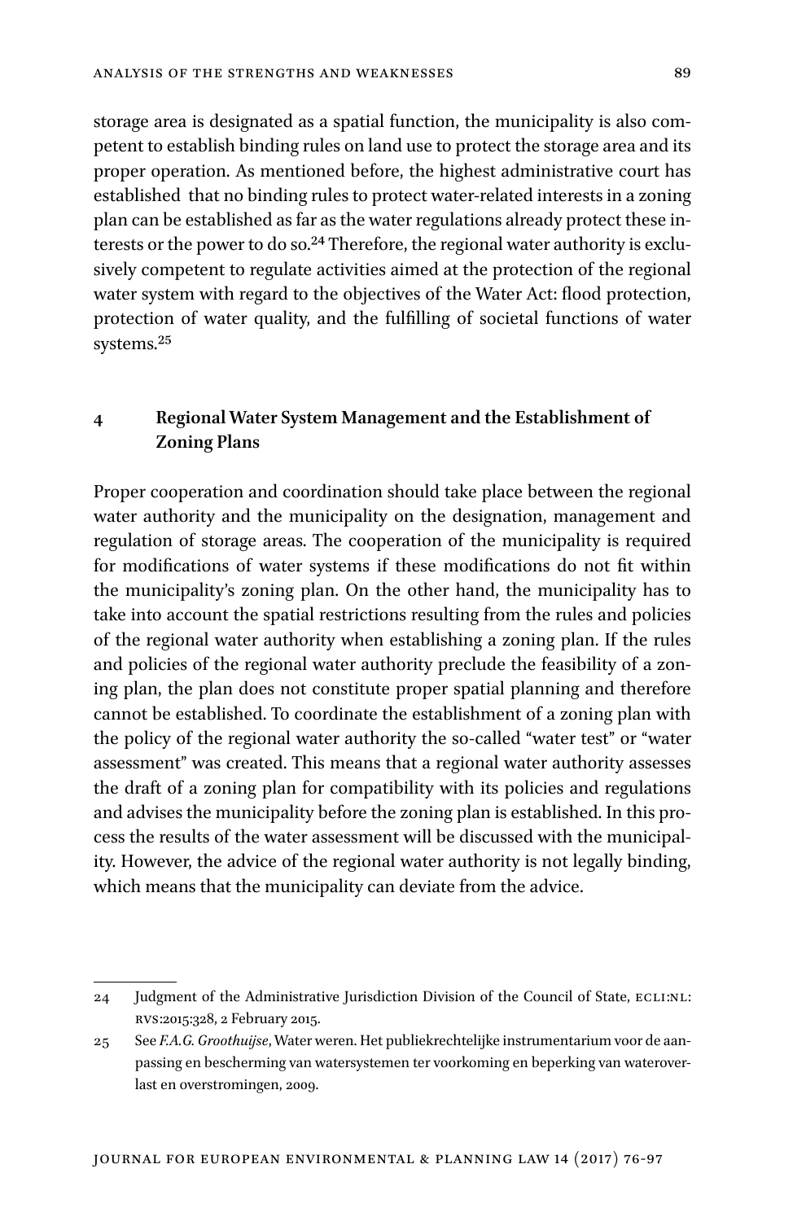storage area is designated as a spatial function, the municipality is also competent to establish binding rules on land use to protect the storage area and its proper operation. As mentioned before, the highest administrative court has established that no binding rules to protect water-related interests in a zoning plan can be established as far as the water regulations already protect these interests or the power to do so.[24] Therefore, the regional water authority is exclusively competent to regulate activities aimed at the protection of the regional water system with regard to the objectives of the Water Act: flood protection, protection of water quality, and the fulfilling of societal functions of water systems.[25]

## 4 Regional Water System Management and the Establishment of Zoning Plans

Proper cooperation and coordination should take place between the regional water authority and the municipality on the designation, management and regulation of storage areas. The cooperation of the municipality is required for modifications of water systems if these modifications do not fit within the municipality's zoning plan. On the other hand, the municipality has to take into account the spatial restrictions resulting from the rules and policies of the regional water authority when establishing a zoning plan. If the rules and policies of the regional water authority preclude the feasibility of a zoning plan, the plan does not constitute proper spatial planning and therefore cannot be established. To coordinate the establishment of a zoning plan with the policy of the regional water authority the so-called "water test" or "water assessment" was created. This means that a regional water authority assesses the draft of a zoning plan for compatibility with its policies and regulations and advises the municipality before the zoning plan is established. In this process the results of the water assessment will be discussed with the municipality. However, the advice of the regional water authority is not legally binding, which means that the municipality can deviate from the advice.

---

24 Judgment of the Administrative Jurisdiction Division of the Council of State, ECLI:NL:RVS:2015:328, 2 February 2015.

25 See *F.A.G. Groothuijse*, Water weren. Het publiekrechtelijke instrumentarium voor de aanpassing en bescherming van watersystemen ter voorkoming en beperking van wateroverlast en overstromingen, 2009.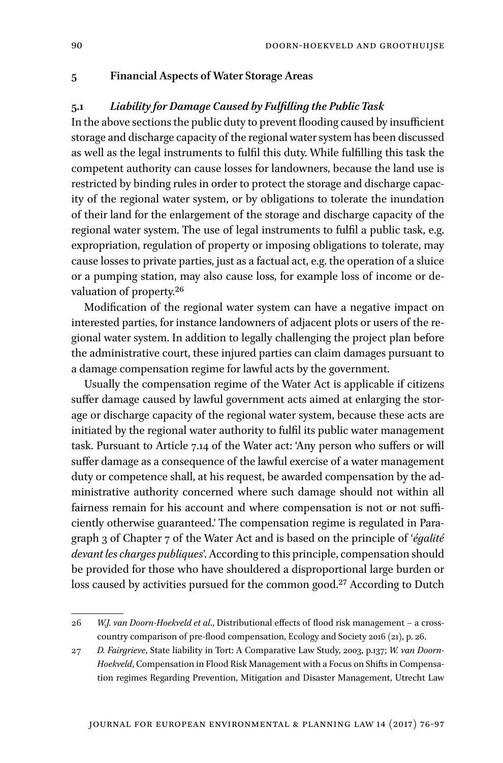## 5 Financial Aspects of Water Storage Areas

### 5.1 *Liability for Damage Caused by Fulfilling the Public Task*

In the above sections the public duty to prevent flooding caused by insufficient storage and discharge capacity of the regional water system has been discussed as well as the legal instruments to fulfil this duty. While fulfilling this task the competent authority can cause losses for landowners, because the land use is restricted by binding rules in order to protect the storage and discharge capacity of the regional water system, or by obligations to tolerate the inundation of their land for the enlargement of the storage and discharge capacity of the regional water system. The use of legal instruments to fulfil a public task, e.g. expropriation, regulation of property or imposing obligations to tolerate, may cause losses to private parties, just as a factual act, e.g. the operation of a sluice or a pumping station, may also cause loss, for example loss of income or devaluation of property.[26]

Modification of the regional water system can have a negative impact on interested parties, for instance landowners of adjacent plots or users of the regional water system. In addition to legally challenging the project plan before the administrative court, these injured parties can claim damages pursuant to a damage compensation regime for lawful acts by the government.

Usually the compensation regime of the Water Act is applicable if citizens suffer damage caused by lawful government acts aimed at enlarging the storage or discharge capacity of the regional water system, because these acts are initiated by the regional water authority to fulfil its public water management task. Pursuant to Article 7.14 of the Water act: 'Any person who suffers or will suffer damage as a consequence of the lawful exercise of a water management duty or competence shall, at his request, be awarded compensation by the administrative authority concerned where such damage should not within all fairness remain for his account and where compensation is not or not sufficiently otherwise guaranteed.' The compensation regime is regulated in Paragraph 3 of Chapter 7 of the Water Act and is based on the principle of '*égalité devant les charges publiques*'. According to this principle, compensation should be provided for those who have shouldered a disproportional large burden or loss caused by activities pursued for the common good.[27] According to Dutch

---

26 *W.J. van Doorn-Hoekveld et al.*, Distributional effects of flood risk management – a cross-country comparison of pre-flood compensation, Ecology and Society 2016 (21), p. 26.

27 *D. Fairgrieve*, State liability in Tort: A Comparative Law Study, 2003, p.137; *W. van Doorn-Hoekveld*, Compensation in Flood Risk Management with a Focus on Shifts in Compensation regimes Regarding Prevention, Mitigation and Disaster Management, Utrecht Law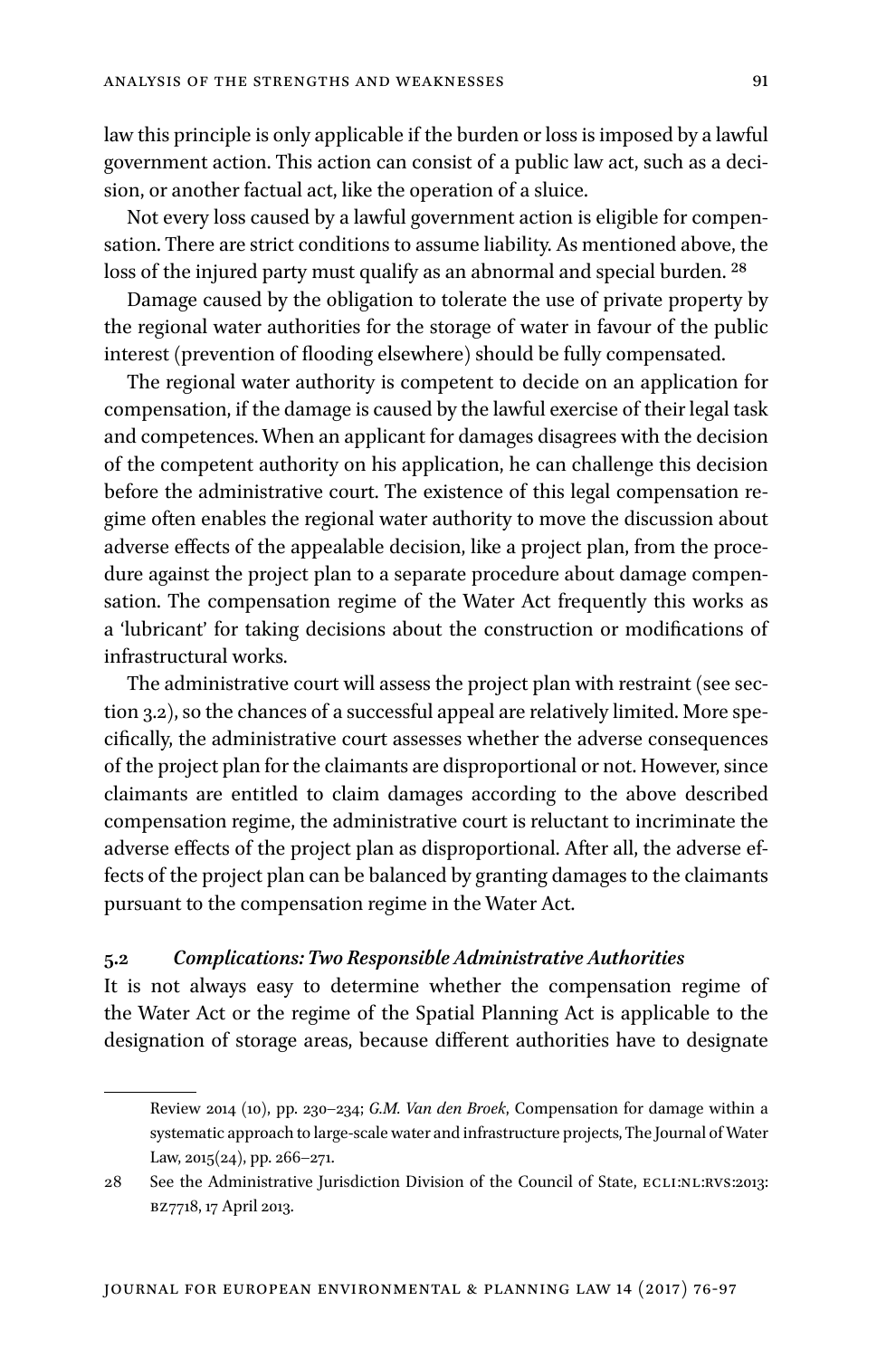law this principle is only applicable if the burden or loss is imposed by a lawful government action. This action can consist of a public law act, such as a decision, or another factual act, like the operation of a sluice.

Not every loss caused by a lawful government action is eligible for compensation. There are strict conditions to assume liability. As mentioned above, the loss of the injured party must qualify as an abnormal and special burden. [28]

Damage caused by the obligation to tolerate the use of private property by the regional water authorities for the storage of water in favour of the public interest (prevention of flooding elsewhere) should be fully compensated.

The regional water authority is competent to decide on an application for compensation, if the damage is caused by the lawful exercise of their legal task and competences. When an applicant for damages disagrees with the decision of the competent authority on his application, he can challenge this decision before the administrative court. The existence of this legal compensation regime often enables the regional water authority to move the discussion about adverse effects of the appealable decision, like a project plan, from the procedure against the project plan to a separate procedure about damage compensation. The compensation regime of the Water Act frequently this works as a 'lubricant' for taking decisions about the construction or modifications of infrastructural works.

The administrative court will assess the project plan with restraint (see section 3.2), so the chances of a successful appeal are relatively limited. More specifically, the administrative court assesses whether the adverse consequences of the project plan for the claimants are disproportional or not. However, since claimants are entitled to claim damages according to the above described compensation regime, the administrative court is reluctant to incriminate the adverse effects of the project plan as disproportional. After all, the adverse effects of the project plan can be balanced by granting damages to the claimants pursuant to the compensation regime in the Water Act.

### 5.2 *Complications: Two Responsible Administrative Authorities*

It is not always easy to determine whether the compensation regime of the Water Act or the regime of the Spatial Planning Act is applicable to the designation of storage areas, because different authorities have to designate

---

Review 2014 (10), pp. 230–234; *G.M. Van den Broek*, Compensation for damage within a systematic approach to large-scale water and infrastructure projects, The Journal of Water Law, 2015(24), pp. 266–271.

28 See the Administrative Jurisdiction Division of the Council of State, ECLI:NL:RVS:2013:BZ7718, 17 April 2013.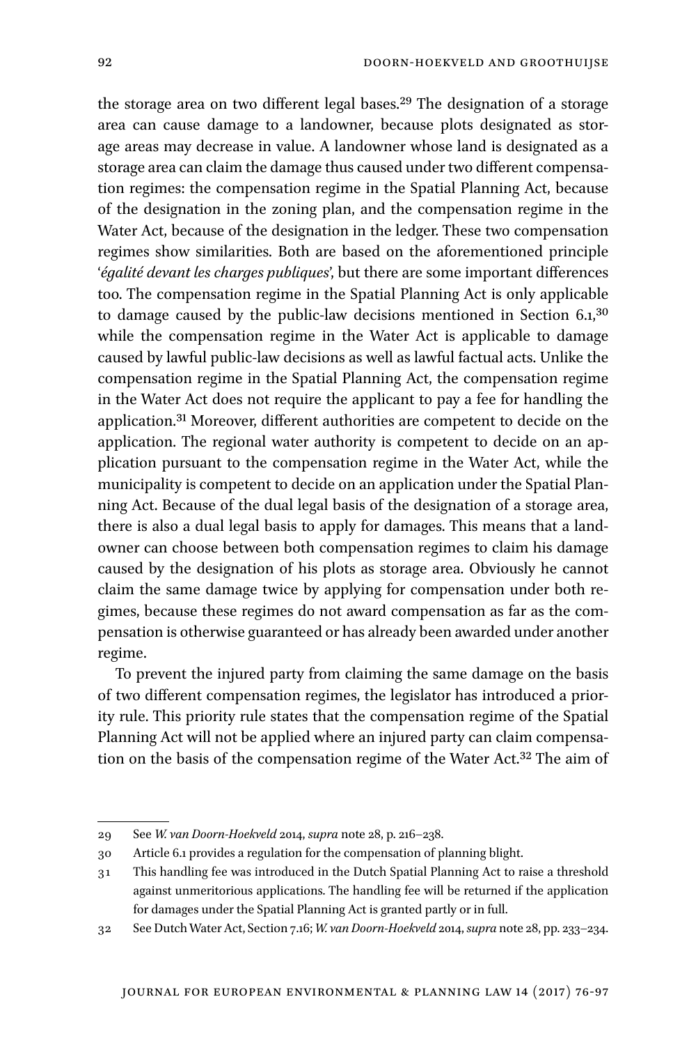the storage area on two different legal bases.[29] The designation of a storage area can cause damage to a landowner, because plots designated as storage areas may decrease in value. A landowner whose land is designated as a storage area can claim the damage thus caused under two different compensation regimes: the compensation regime in the Spatial Planning Act, because of the designation in the zoning plan, and the compensation regime in the Water Act, because of the designation in the ledger. These two compensation regimes show similarities. Both are based on the aforementioned principle '*égalité devant les charges publiques*', but there are some important differences too. The compensation regime in the Spatial Planning Act is only applicable to damage caused by the public-law decisions mentioned in Section 6.1,[30] while the compensation regime in the Water Act is applicable to damage caused by lawful public-law decisions as well as lawful factual acts. Unlike the compensation regime in the Spatial Planning Act, the compensation regime in the Water Act does not require the applicant to pay a fee for handling the application.[31] Moreover, different authorities are competent to decide on the application. The regional water authority is competent to decide on an application pursuant to the compensation regime in the Water Act, while the municipality is competent to decide on an application under the Spatial Planning Act. Because of the dual legal basis of the designation of a storage area, there is also a dual legal basis to apply for damages. This means that a landowner can choose between both compensation regimes to claim his damage caused by the designation of his plots as storage area. Obviously he cannot claim the same damage twice by applying for compensation under both regimes, because these regimes do not award compensation as far as the compensation is otherwise guaranteed or has already been awarded under another regime.

To prevent the injured party from claiming the same damage on the basis of two different compensation regimes, the legislator has introduced a priority rule. This priority rule states that the compensation regime of the Spatial Planning Act will not be applied where an injured party can claim compensation on the basis of the compensation regime of the Water Act.[32] The aim of

---

29 See *W. van Doorn-Hoekveld* 2014, *supra* note 28, p. 216–238.

30 Article 6.1 provides a regulation for the compensation of planning blight.

31 This handling fee was introduced in the Dutch Spatial Planning Act to raise a threshold against unmeritorious applications. The handling fee will be returned if the application for damages under the Spatial Planning Act is granted partly or in full.

32 See Dutch Water Act, Section 7.16; *W. van Doorn-Hoekveld* 2014, *supra* note 28, pp. 233–234.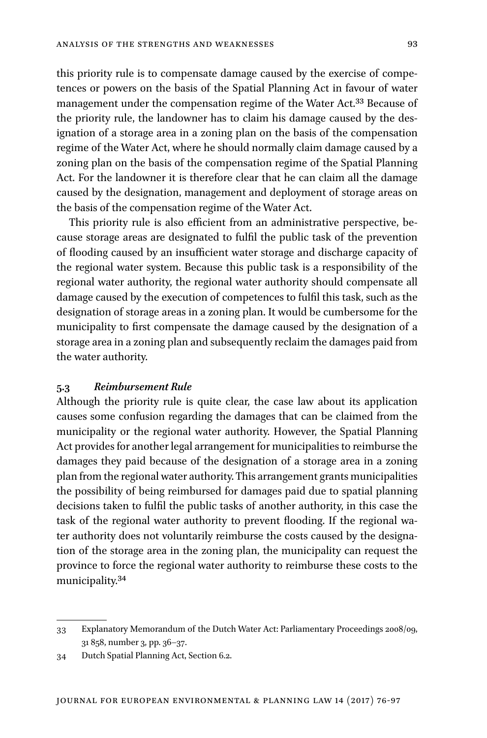this priority rule is to compensate damage caused by the exercise of competences or powers on the basis of the Spatial Planning Act in favour of water management under the compensation regime of the Water Act.[33] Because of the priority rule, the landowner has to claim his damage caused by the designation of a storage area in a zoning plan on the basis of the compensation regime of the Water Act, where he should normally claim damage caused by a zoning plan on the basis of the compensation regime of the Spatial Planning Act. For the landowner it is therefore clear that he can claim all the damage caused by the designation, management and deployment of storage areas on the basis of the compensation regime of the Water Act.

This priority rule is also efficient from an administrative perspective, because storage areas are designated to fulfil the public task of the prevention of flooding caused by an insufficient water storage and discharge capacity of the regional water system. Because this public task is a responsibility of the regional water authority, the regional water authority should compensate all damage caused by the execution of competences to fulfil this task, such as the designation of storage areas in a zoning plan. It would be cumbersome for the municipality to first compensate the damage caused by the designation of a storage area in a zoning plan and subsequently reclaim the damages paid from the water authority.

### 5.3 *Reimbursement Rule*

Although the priority rule is quite clear, the case law about its application causes some confusion regarding the damages that can be claimed from the municipality or the regional water authority. However, the Spatial Planning Act provides for another legal arrangement for municipalities to reimburse the damages they paid because of the designation of a storage area in a zoning plan from the regional water authority. This arrangement grants municipalities the possibility of being reimbursed for damages paid due to spatial planning decisions taken to fulfil the public tasks of another authority, in this case the task of the regional water authority to prevent flooding. If the regional water authority does not voluntarily reimburse the costs caused by the designation of the storage area in the zoning plan, the municipality can request the province to force the regional water authority to reimburse these costs to the municipality.[34]

---

33 Explanatory Memorandum of the Dutch Water Act: Parliamentary Proceedings 2008/09, 31 858, number 3, pp. 36–37.

34 Dutch Spatial Planning Act, Section 6.2.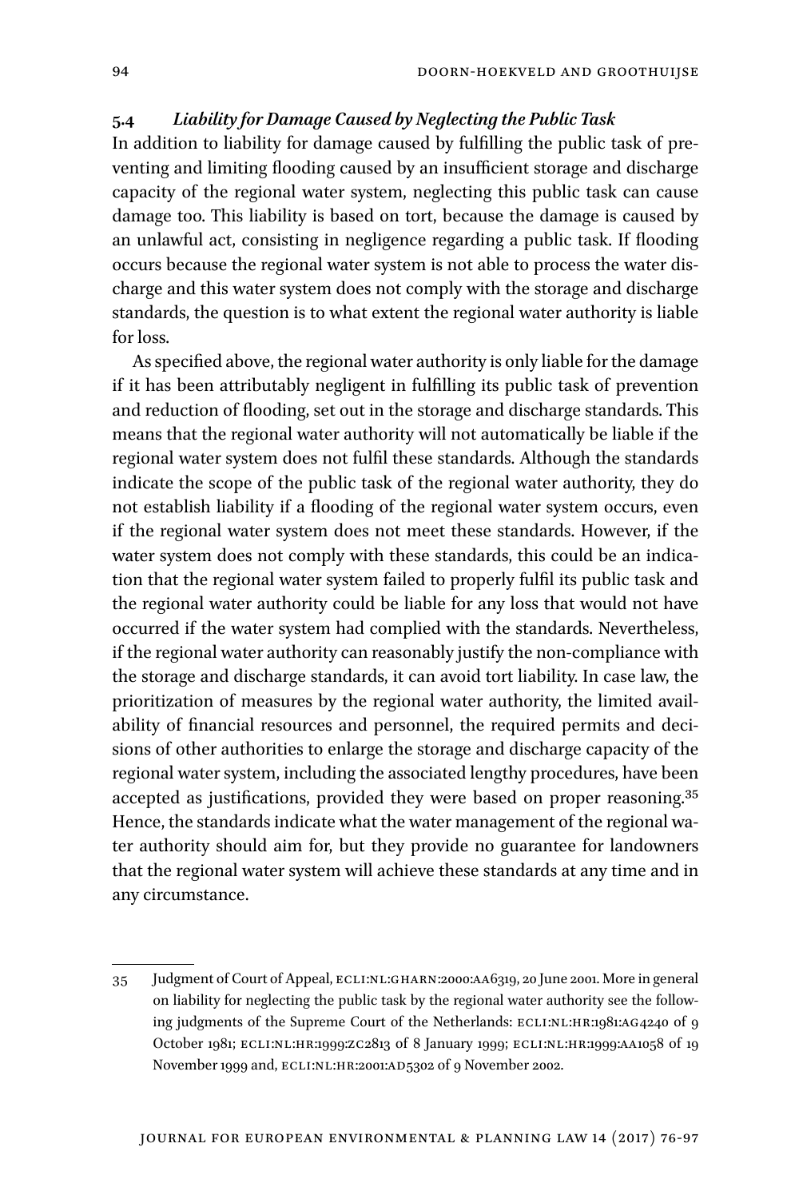### 5.4 *Liability for Damage Caused by Neglecting the Public Task*

In addition to liability for damage caused by fulfilling the public task of preventing and limiting flooding caused by an insufficient storage and discharge capacity of the regional water system, neglecting this public task can cause damage too. This liability is based on tort, because the damage is caused by an unlawful act, consisting in negligence regarding a public task. If flooding occurs because the regional water system is not able to process the water discharge and this water system does not comply with the storage and discharge standards, the question is to what extent the regional water authority is liable for loss.

As specified above, the regional water authority is only liable for the damage if it has been attributably negligent in fulfilling its public task of prevention and reduction of flooding, set out in the storage and discharge standards. This means that the regional water authority will not automatically be liable if the regional water system does not fulfil these standards. Although the standards indicate the scope of the public task of the regional water authority, they do not establish liability if a flooding of the regional water system occurs, even if the regional water system does not meet these standards. However, if the water system does not comply with these standards, this could be an indication that the regional water system failed to properly fulfil its public task and the regional water authority could be liable for any loss that would not have occurred if the water system had complied with the standards. Nevertheless, if the regional water authority can reasonably justify the non-compliance with the storage and discharge standards, it can avoid tort liability. In case law, the prioritization of measures by the regional water authority, the limited availability of financial resources and personnel, the required permits and decisions of other authorities to enlarge the storage and discharge capacity of the regional water system, including the associated lengthy procedures, have been accepted as justifications, provided they were based on proper reasoning.[35] Hence, the standards indicate what the water management of the regional water authority should aim for, but they provide no guarantee for landowners that the regional water system will achieve these standards at any time and in any circumstance.

---

35 Judgment of Court of Appeal, ECLI:NL:GHARN:2000:AA6319, 20 June 2001. More in general on liability for neglecting the public task by the regional water authority see the following judgments of the Supreme Court of the Netherlands: ECLI:NL:HR:1981:AG4240 of 9 October 1981; ECLI:NL:HR:1999:ZC2813 of 8 January 1999; ECLI:NL:HR:1999:AA1058 of 19 November 1999 and, ECLI:NL:HR:2001:AD5302 of 9 November 2002.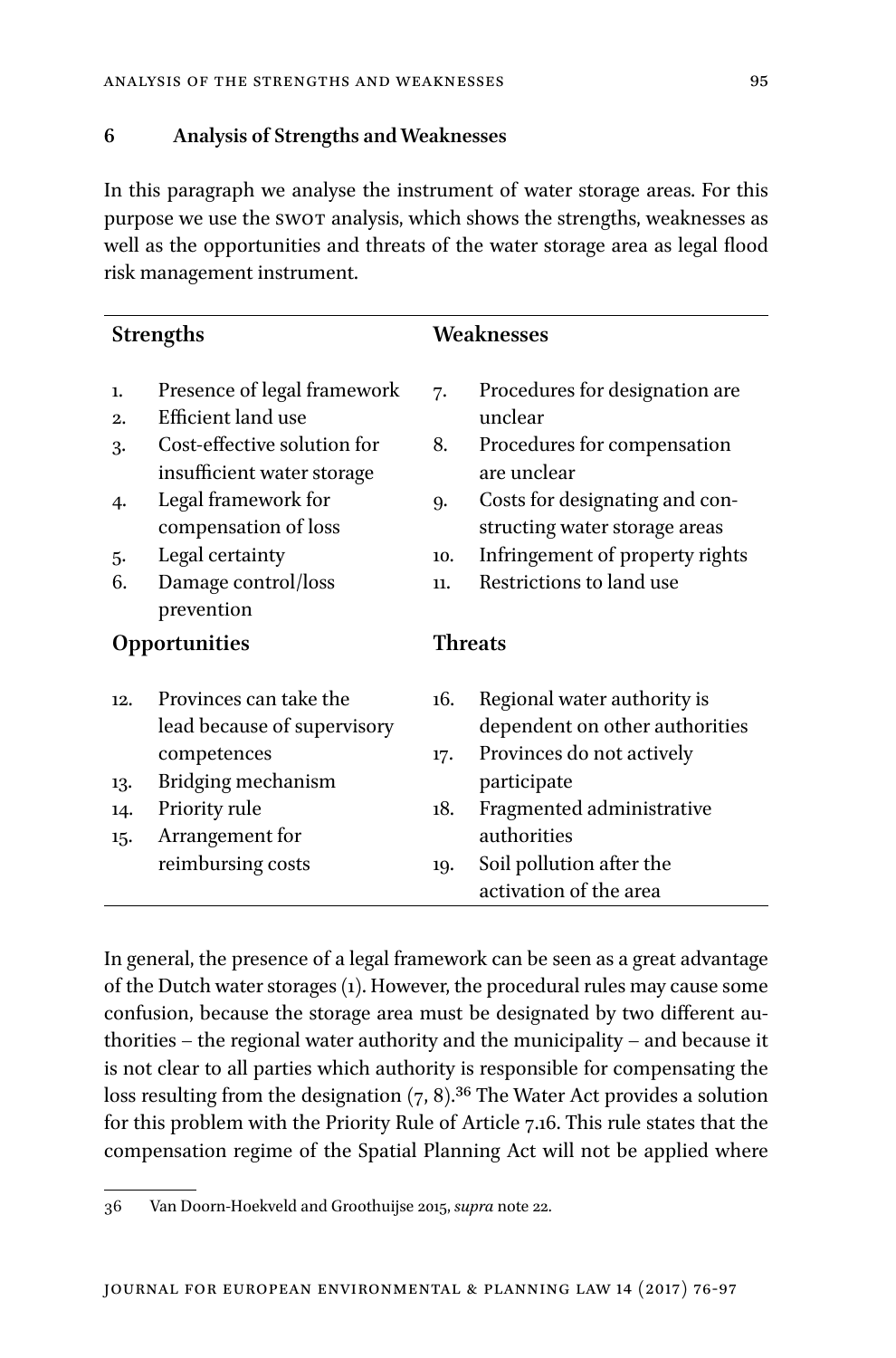## 6 Analysis of Strengths and Weaknesses

In this paragraph we analyse the instrument of water storage areas. For this purpose we use the SWOT analysis, which shows the strengths, weaknesses as well as the opportunities and threats of the water storage area as legal flood risk management instrument.

| **Strengths** | **Weaknesses** |
|---|---|
| 1. Presence of legal framework | 7. Procedures for designation are unclear |
| 2. Efficient land use | 8. Procedures for compensation are unclear |
| 3. Cost-effective solution for insufficient water storage | 9. Costs for designating and constructing water storage areas |
| 4. Legal framework for compensation of loss | 10. Infringement of property rights |
| 5. Legal certainty | 11. Restrictions to land use |
| 6. Damage control/loss prevention | |
| **Opportunities** | **Threats** |
| 12. Provinces can take the lead because of supervisory competences | 16. Regional water authority is dependent on other authorities |
| 13. Bridging mechanism | 17. Provinces do not actively participate |
| 14. Priority rule | 18. Fragmented administrative authorities |
| 15. Arrangement for reimbursing costs | 19. Soil pollution after the activation of the area |

In general, the presence of a legal framework can be seen as a great advantage of the Dutch water storages (1). However, the procedural rules may cause some confusion, because the storage area must be designated by two different authorities – the regional water authority and the municipality – and because it is not clear to all parties which authority is responsible for compensating the loss resulting from the designation (7, 8).[36] The Water Act provides a solution for this problem with the Priority Rule of Article 7.16. This rule states that the compensation regime of the Spatial Planning Act will not be applied where

36 Van Doorn-Hoekveld and Groothuijse 2015, *supra* note 22.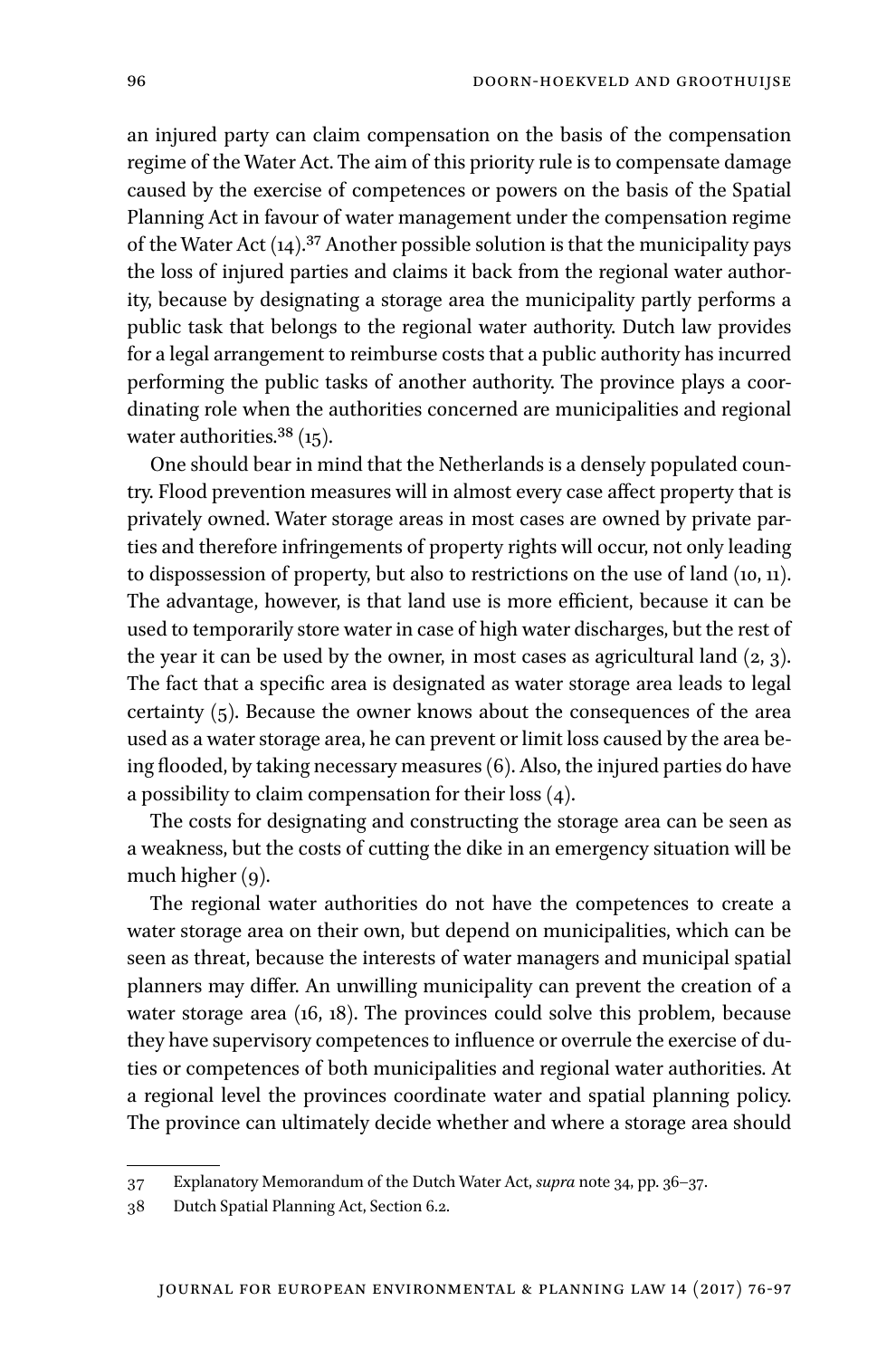an injured party can claim compensation on the basis of the compensation regime of the Water Act. The aim of this priority rule is to compensate damage caused by the exercise of competences or powers on the basis of the Spatial Planning Act in favour of water management under the compensation regime of the Water Act (14).[37] Another possible solution is that the municipality pays the loss of injured parties and claims it back from the regional water authority, because by designating a storage area the municipality partly performs a public task that belongs to the regional water authority. Dutch law provides for a legal arrangement to reimburse costs that a public authority has incurred performing the public tasks of another authority. The province plays a coordinating role when the authorities concerned are municipalities and regional water authorities.[38] (15).

One should bear in mind that the Netherlands is a densely populated country. Flood prevention measures will in almost every case affect property that is privately owned. Water storage areas in most cases are owned by private parties and therefore infringements of property rights will occur, not only leading to dispossession of property, but also to restrictions on the use of land (10, 11). The advantage, however, is that land use is more efficient, because it can be used to temporarily store water in case of high water discharges, but the rest of the year it can be used by the owner, in most cases as agricultural land (2, 3). The fact that a specific area is designated as water storage area leads to legal certainty (5). Because the owner knows about the consequences of the area used as a water storage area, he can prevent or limit loss caused by the area being flooded, by taking necessary measures (6). Also, the injured parties do have a possibility to claim compensation for their loss (4).

The costs for designating and constructing the storage area can be seen as a weakness, but the costs of cutting the dike in an emergency situation will be much higher (9).

The regional water authorities do not have the competences to create a water storage area on their own, but depend on municipalities, which can be seen as threat, because the interests of water managers and municipal spatial planners may differ. An unwilling municipality can prevent the creation of a water storage area (16, 18). The provinces could solve this problem, because they have supervisory competences to influence or overrule the exercise of duties or competences of both municipalities and regional water authorities. At a regional level the provinces coordinate water and spatial planning policy. The province can ultimately decide whether and where a storage area should

---

37 Explanatory Memorandum of the Dutch Water Act, *supra* note 34, pp. 36–37.

38 Dutch Spatial Planning Act, Section 6.2.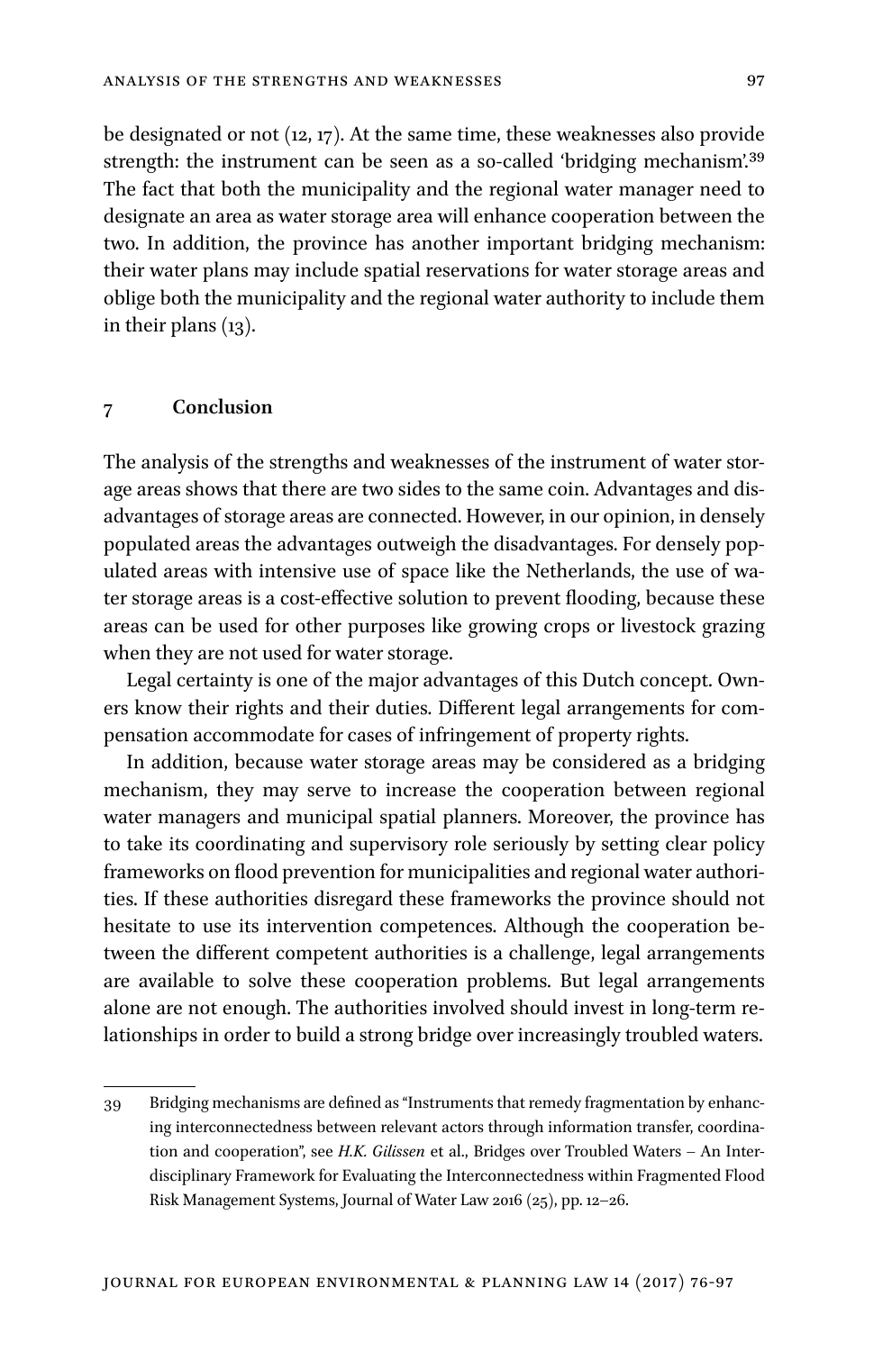be designated or not (12, 17). At the same time, these weaknesses also provide strength: the instrument can be seen as a so-called 'bridging mechanism'.[39] The fact that both the municipality and the regional water manager need to designate an area as water storage area will enhance cooperation between the two. In addition, the province has another important bridging mechanism: their water plans may include spatial reservations for water storage areas and oblige both the municipality and the regional water authority to include them in their plans (13).

## 7 Conclusion

The analysis of the strengths and weaknesses of the instrument of water storage areas shows that there are two sides to the same coin. Advantages and disadvantages of storage areas are connected. However, in our opinion, in densely populated areas the advantages outweigh the disadvantages. For densely populated areas with intensive use of space like the Netherlands, the use of water storage areas is a cost-effective solution to prevent flooding, because these areas can be used for other purposes like growing crops or livestock grazing when they are not used for water storage.

Legal certainty is one of the major advantages of this Dutch concept. Owners know their rights and their duties. Different legal arrangements for compensation accommodate for cases of infringement of property rights.

In addition, because water storage areas may be considered as a bridging mechanism, they may serve to increase the cooperation between regional water managers and municipal spatial planners. Moreover, the province has to take its coordinating and supervisory role seriously by setting clear policy frameworks on flood prevention for municipalities and regional water authorities. If these authorities disregard these frameworks the province should not hesitate to use its intervention competences. Although the cooperation between the different competent authorities is a challenge, legal arrangements are available to solve these cooperation problems. But legal arrangements alone are not enough. The authorities involved should invest in long-term relationships in order to build a strong bridge over increasingly troubled waters.

---

39 Bridging mechanisms are defined as "Instruments that remedy fragmentation by enhancing interconnectedness between relevant actors through information transfer, coordination and cooperation", see *H.K. Gilissen* et al., Bridges over Troubled Waters – An Interdisciplinary Framework for Evaluating the Interconnectedness within Fragmented Flood Risk Management Systems, Journal of Water Law 2016 (25), pp. 12–26.